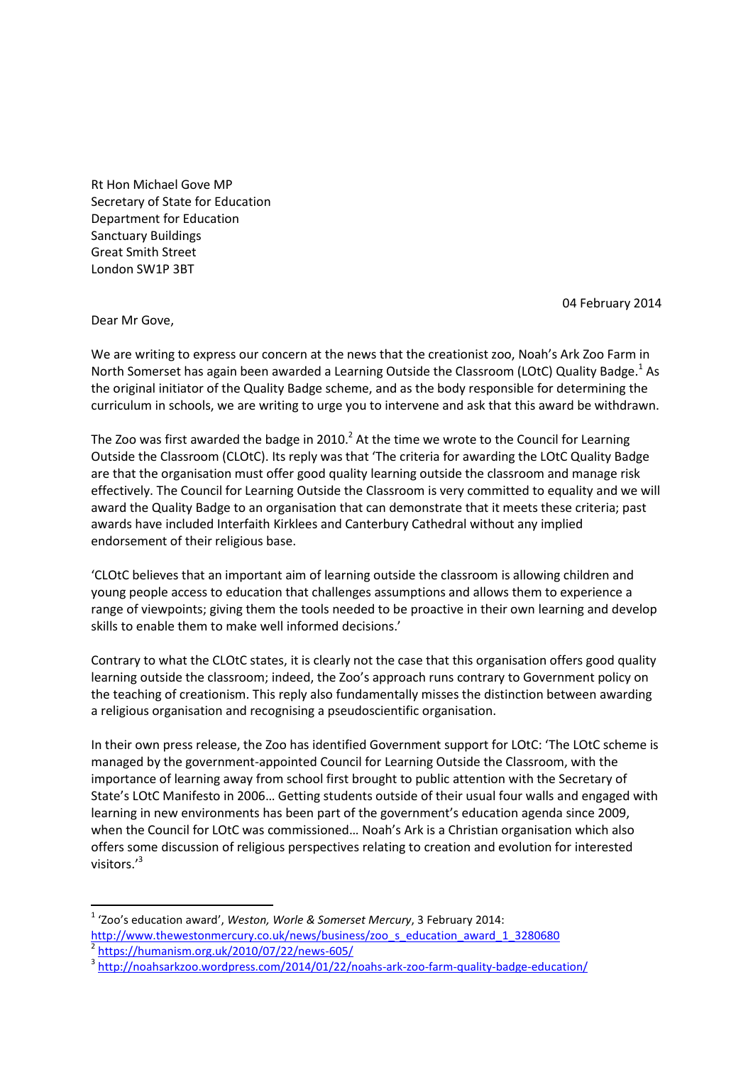Rt Hon Michael Gove MP
Secretary of State for Education
Department for Education
Sanctuary Buildings
Great Smith Street
London SW1P 3BT

04 February 2014

Dear Mr Gove,

We are writing to express our concern at the news that the creationist zoo, Noah's Ark Zoo Farm in North Somerset has again been awarded a Learning Outside the Classroom (LOtC) Quality Badge.[1] As the original initiator of the Quality Badge scheme, and as the body responsible for determining the curriculum in schools, we are writing to urge you to intervene and ask that this award be withdrawn.

The Zoo was first awarded the badge in 2010.[2] At the time we wrote to the Council for Learning Outside the Classroom (CLOtC). Its reply was that 'The criteria for awarding the LOtC Quality Badge are that the organisation must offer good quality learning outside the classroom and manage risk effectively. The Council for Learning Outside the Classroom is very committed to equality and we will award the Quality Badge to an organisation that can demonstrate that it meets these criteria; past awards have included Interfaith Kirklees and Canterbury Cathedral without any implied endorsement of their religious base.

'CLOtC believes that an important aim of learning outside the classroom is allowing children and young people access to education that challenges assumptions and allows them to experience a range of viewpoints; giving them the tools needed to be proactive in their own learning and develop skills to enable them to make well informed decisions.'

Contrary to what the CLOtC states, it is clearly not the case that this organisation offers good quality learning outside the classroom; indeed, the Zoo's approach runs contrary to Government policy on the teaching of creationism. This reply also fundamentally misses the distinction between awarding a religious organisation and recognising a pseudoscientific organisation.

In their own press release, the Zoo has identified Government support for LOtC: 'The LOtC scheme is managed by the government-appointed Council for Learning Outside the Classroom, with the importance of learning away from school first brought to public attention with the Secretary of State's LOtC Manifesto in 2006… Getting students outside of their usual four walls and engaged with learning in new environments has been part of the government's education agenda since 2009, when the Council for LOtC was commissioned… Noah's Ark is a Christian organisation which also offers some discussion of religious perspectives relating to creation and evolution for interested visitors.'[3]

---

[1] 'Zoo's education award', *Weston, Worle & Somerset Mercury*, 3 February 2014: http://www.thewestonmercury.co.uk/news/business/zoo_s_education_award_1_3280680

[2] https://humanism.org.uk/2010/07/22/news-605/

[3] http://noahsarkzoo.wordpress.com/2014/01/22/noahs-ark-zoo-farm-quality-badge-education/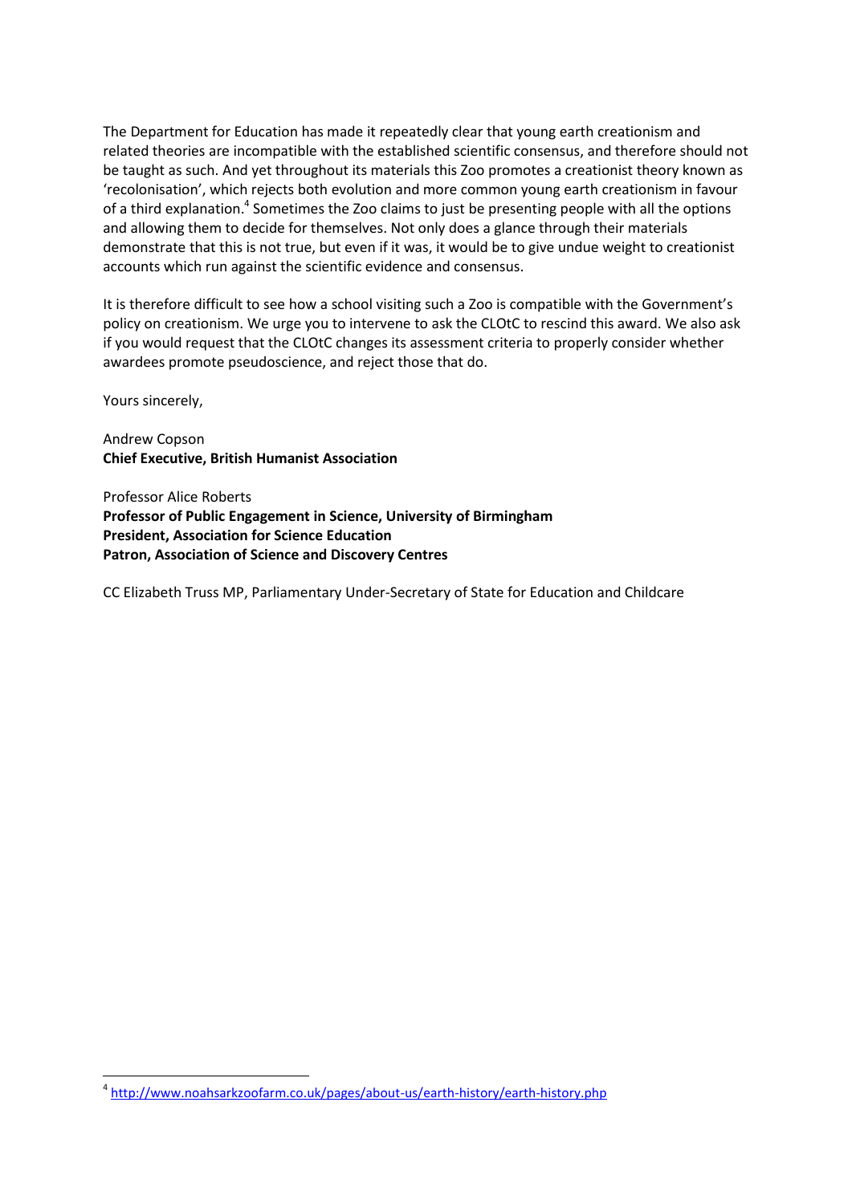The Department for Education has made it repeatedly clear that young earth creationism and related theories are incompatible with the established scientific consensus, and therefore should not be taught as such. And yet throughout its materials this Zoo promotes a creationist theory known as 'recolonisation', which rejects both evolution and more common young earth creationism in favour of a third explanation.[4] Sometimes the Zoo claims to just be presenting people with all the options and allowing them to decide for themselves. Not only does a glance through their materials demonstrate that this is not true, but even if it was, it would be to give undue weight to creationist accounts which run against the scientific evidence and consensus.

It is therefore difficult to see how a school visiting such a Zoo is compatible with the Government's policy on creationism. We urge you to intervene to ask the CLOtC to rescind this award. We also ask if you would request that the CLOtC changes its assessment criteria to properly consider whether awardees promote pseudoscience, and reject those that do.

Yours sincerely,

Andrew Copson
**Chief Executive, British Humanist Association**

Professor Alice Roberts
**Professor of Public Engagement in Science, University of Birmingham**
**President, Association for Science Education**
**Patron, Association of Science and Discovery Centres**

CC Elizabeth Truss MP, Parliamentary Under-Secretary of State for Education and Childcare

---

[4] http://www.noahsarkzoofarm.co.uk/pages/about-us/earth-history/earth-history.php